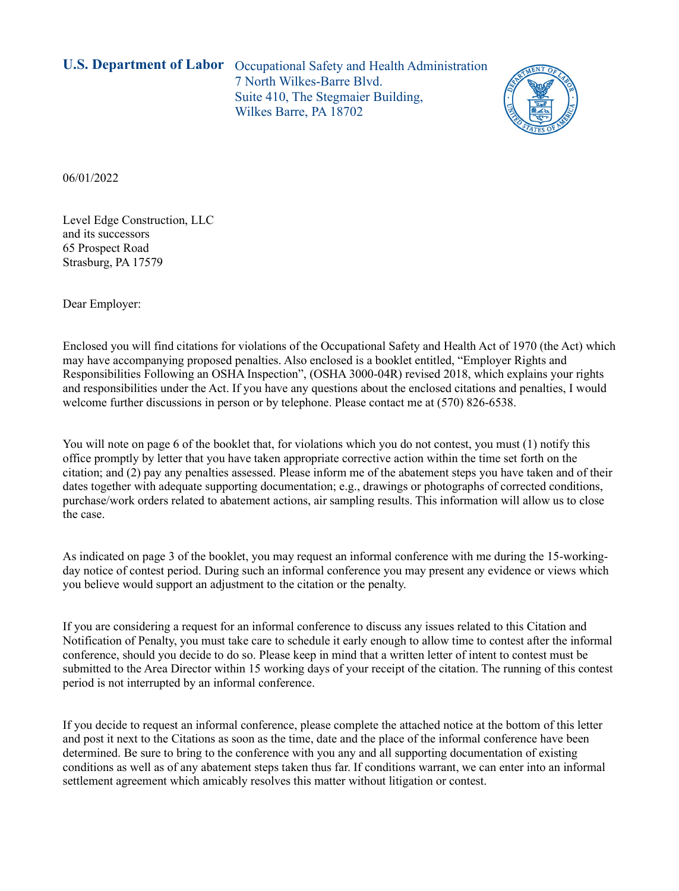**U.S. Department of Labor** Occupational Safety and Health Administration
7 North Wilkes-Barre Blvd.
Suite 410, The Stegmaier Building,
Wilkes Barre, PA 18702

06/01/2022

Level Edge Construction, LLC
and its successors
65 Prospect Road
Strasburg, PA 17579

Dear Employer:

Enclosed you will find citations for violations of the Occupational Safety and Health Act of 1970 (the Act) which may have accompanying proposed penalties. Also enclosed is a booklet entitled, "Employer Rights and Responsibilities Following an OSHA Inspection", (OSHA 3000-04R) revised 2018, which explains your rights and responsibilities under the Act. If you have any questions about the enclosed citations and penalties, I would welcome further discussions in person or by telephone. Please contact me at (570) 826-6538.

You will note on page 6 of the booklet that, for violations which you do not contest, you must (1) notify this office promptly by letter that you have taken appropriate corrective action within the time set forth on the citation; and (2) pay any penalties assessed. Please inform me of the abatement steps you have taken and of their dates together with adequate supporting documentation; e.g., drawings or photographs of corrected conditions, purchase/work orders related to abatement actions, air sampling results. This information will allow us to close the case.

As indicated on page 3 of the booklet, you may request an informal conference with me during the 15-working-day notice of contest period. During such an informal conference you may present any evidence or views which you believe would support an adjustment to the citation or the penalty.

If you are considering a request for an informal conference to discuss any issues related to this Citation and Notification of Penalty, you must take care to schedule it early enough to allow time to contest after the informal conference, should you decide to do so. Please keep in mind that a written letter of intent to contest must be submitted to the Area Director within 15 working days of your receipt of the citation. The running of this contest period is not interrupted by an informal conference.

If you decide to request an informal conference, please complete the attached notice at the bottom of this letter and post it next to the Citations as soon as the time, date and the place of the informal conference have been determined. Be sure to bring to the conference with you any and all supporting documentation of existing conditions as well as of any abatement steps taken thus far. If conditions warrant, we can enter into an informal settlement agreement which amicably resolves this matter without litigation or contest.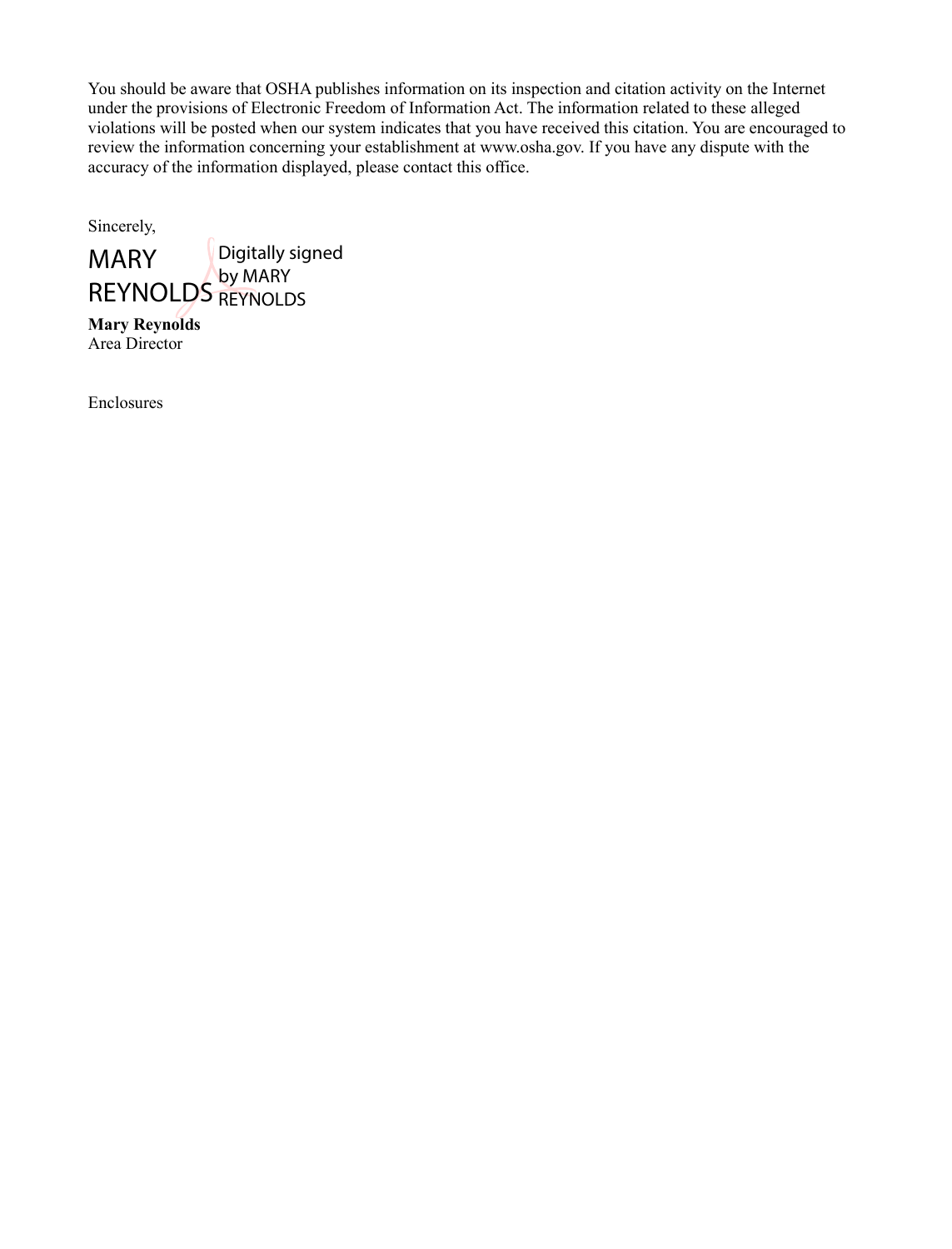You should be aware that OSHA publishes information on its inspection and citation activity on the Internet under the provisions of Electronic Freedom of Information Act. The information related to these alleged violations will be posted when our system indicates that you have received this citation. You are encouraged to review the information concerning your establishment at www.osha.gov. If you have any dispute with the accuracy of the information displayed, please contact this office.

Sincerely,

MARY REYNOLDS Digitally signed by MARY REYNOLDS

**Mary Reynolds**
Area Director

Enclosures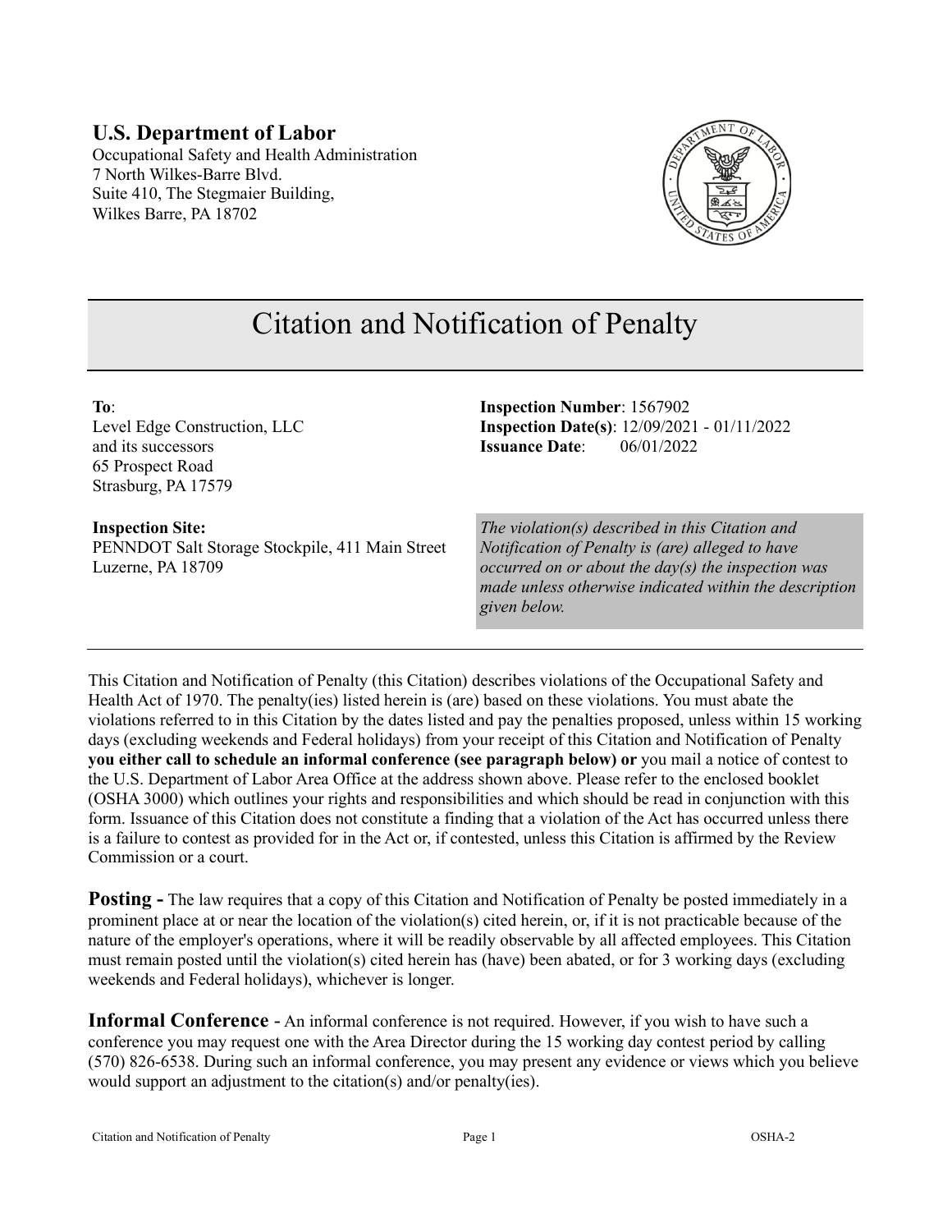**U.S. Department of Labor**
Occupational Safety and Health Administration
7 North Wilkes-Barre Blvd.
Suite 410, The Stegmaier Building,
Wilkes Barre, PA 18702

# Citation and Notification of Penalty

**To**:
Level Edge Construction, LLC
and its successors
65 Prospect Road
Strasburg, PA 17579

**Inspection Number**: 1567902
**Inspection Date(s)**: 12/09/2021 - 01/11/2022
**Issuance Date**: 06/01/2022

**Inspection Site:**
PENNDOT Salt Storage Stockpile, 411 Main Street
Luzerne, PA 18709

*The violation(s) described in this Citation and Notification of Penalty is (are) alleged to have occurred on or about the day(s) the inspection was made unless otherwise indicated within the description given below.*

---

This Citation and Notification of Penalty (this Citation) describes violations of the Occupational Safety and Health Act of 1970. The penalty(ies) listed herein is (are) based on these violations. You must abate the violations referred to in this Citation by the dates listed and pay the penalties proposed, unless within 15 working days (excluding weekends and Federal holidays) from your receipt of this Citation and Notification of Penalty **you either call to schedule an informal conference (see paragraph below) or** you mail a notice of contest to the U.S. Department of Labor Area Office at the address shown above. Please refer to the enclosed booklet (OSHA 3000) which outlines your rights and responsibilities and which should be read in conjunction with this form. Issuance of this Citation does not constitute a finding that a violation of the Act has occurred unless there is a failure to contest as provided for in the Act or, if contested, unless this Citation is affirmed by the Review Commission or a court.

**Posting -** The law requires that a copy of this Citation and Notification of Penalty be posted immediately in a prominent place at or near the location of the violation(s) cited herein, or, if it is not practicable because of the nature of the employer's operations, where it will be readily observable by all affected employees. This Citation must remain posted until the violation(s) cited herein has (have) been abated, or for 3 working days (excluding weekends and Federal holidays), whichever is longer.

**Informal Conference** - An informal conference is not required. However, if you wish to have such a conference you may request one with the Area Director during the 15 working day contest period by calling (570) 826-6538. During such an informal conference, you may present any evidence or views which you believe would support an adjustment to the citation(s) and/or penalty(ies).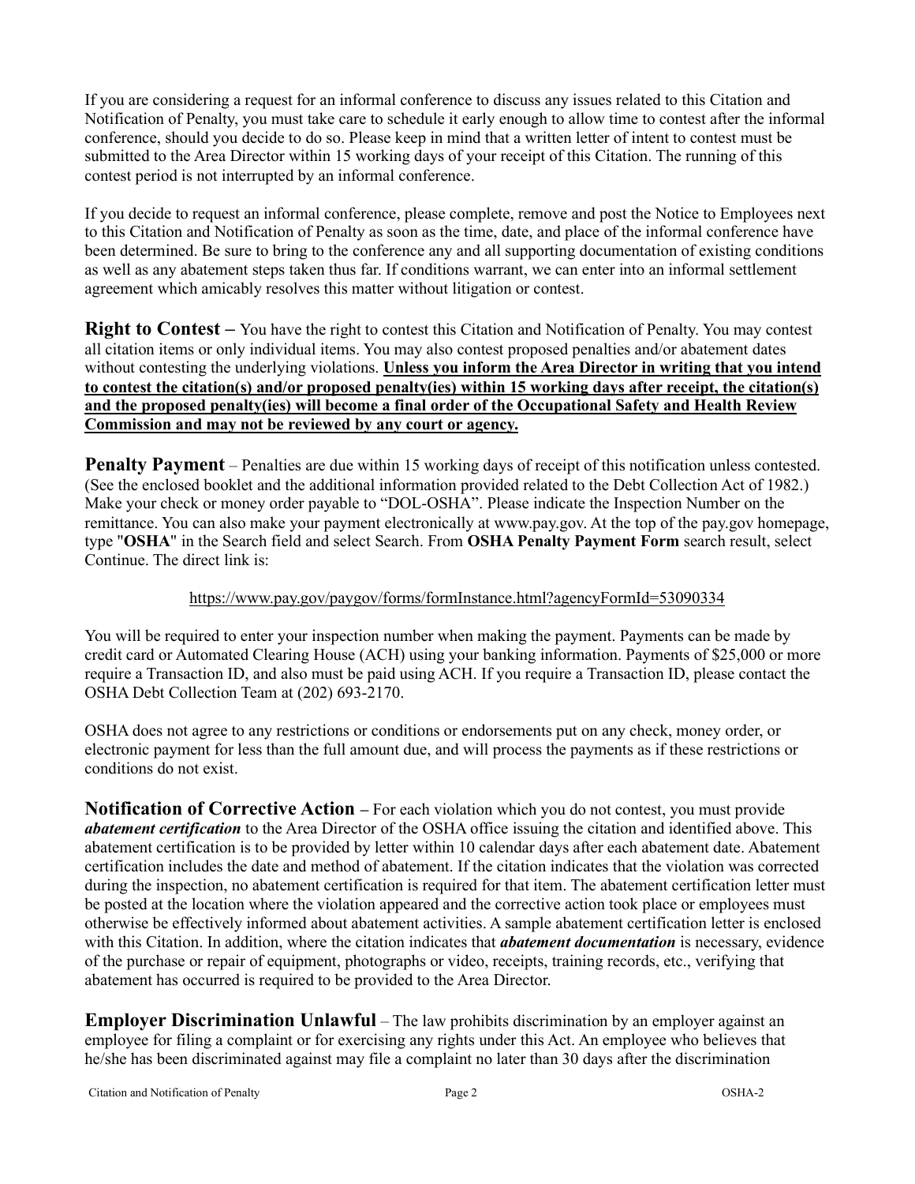If you are considering a request for an informal conference to discuss any issues related to this Citation and Notification of Penalty, you must take care to schedule it early enough to allow time to contest after the informal conference, should you decide to do so. Please keep in mind that a written letter of intent to contest must be submitted to the Area Director within 15 working days of your receipt of this Citation. The running of this contest period is not interrupted by an informal conference.

If you decide to request an informal conference, please complete, remove and post the Notice to Employees next to this Citation and Notification of Penalty as soon as the time, date, and place of the informal conference have been determined. Be sure to bring to the conference any and all supporting documentation of existing conditions as well as any abatement steps taken thus far. If conditions warrant, we can enter into an informal settlement agreement which amicably resolves this matter without litigation or contest.

**Right to Contest –** You have the right to contest this Citation and Notification of Penalty. You may contest all citation items or only individual items. You may also contest proposed penalties and/or abatement dates without contesting the underlying violations. **Unless you inform the Area Director in writing that you intend to contest the citation(s) and/or proposed penalty(ies) within 15 working days after receipt, the citation(s) and the proposed penalty(ies) will become a final order of the Occupational Safety and Health Review Commission and may not be reviewed by any court or agency.**

**Penalty Payment** – Penalties are due within 15 working days of receipt of this notification unless contested. (See the enclosed booklet and the additional information provided related to the Debt Collection Act of 1982.) Make your check or money order payable to "DOL-OSHA". Please indicate the Inspection Number on the remittance. You can also make your payment electronically at www.pay.gov. At the top of the pay.gov homepage, type "**OSHA**" in the Search field and select Search. From **OSHA Penalty Payment Form** search result, select Continue. The direct link is:

https://www.pay.gov/paygov/forms/formInstance.html?agencyFormId=53090334

You will be required to enter your inspection number when making the payment. Payments can be made by credit card or Automated Clearing House (ACH) using your banking information. Payments of $25,000 or more require a Transaction ID, and also must be paid using ACH. If you require a Transaction ID, please contact the OSHA Debt Collection Team at (202) 693-2170.

OSHA does not agree to any restrictions or conditions or endorsements put on any check, money order, or electronic payment for less than the full amount due, and will process the payments as if these restrictions or conditions do not exist.

**Notification of Corrective Action –** For each violation which you do not contest, you must provide ***abatement certification*** to the Area Director of the OSHA office issuing the citation and identified above. This abatement certification is to be provided by letter within 10 calendar days after each abatement date. Abatement certification includes the date and method of abatement. If the citation indicates that the violation was corrected during the inspection, no abatement certification is required for that item. The abatement certification letter must be posted at the location where the violation appeared and the corrective action took place or employees must otherwise be effectively informed about abatement activities. A sample abatement certification letter is enclosed with this Citation. In addition, where the citation indicates that ***abatement documentation*** is necessary, evidence of the purchase or repair of equipment, photographs or video, receipts, training records, etc., verifying that abatement has occurred is required to be provided to the Area Director.

**Employer Discrimination Unlawful** – The law prohibits discrimination by an employer against an employee for filing a complaint or for exercising any rights under this Act. An employee who believes that he/she has been discriminated against may file a complaint no later than 30 days after the discrimination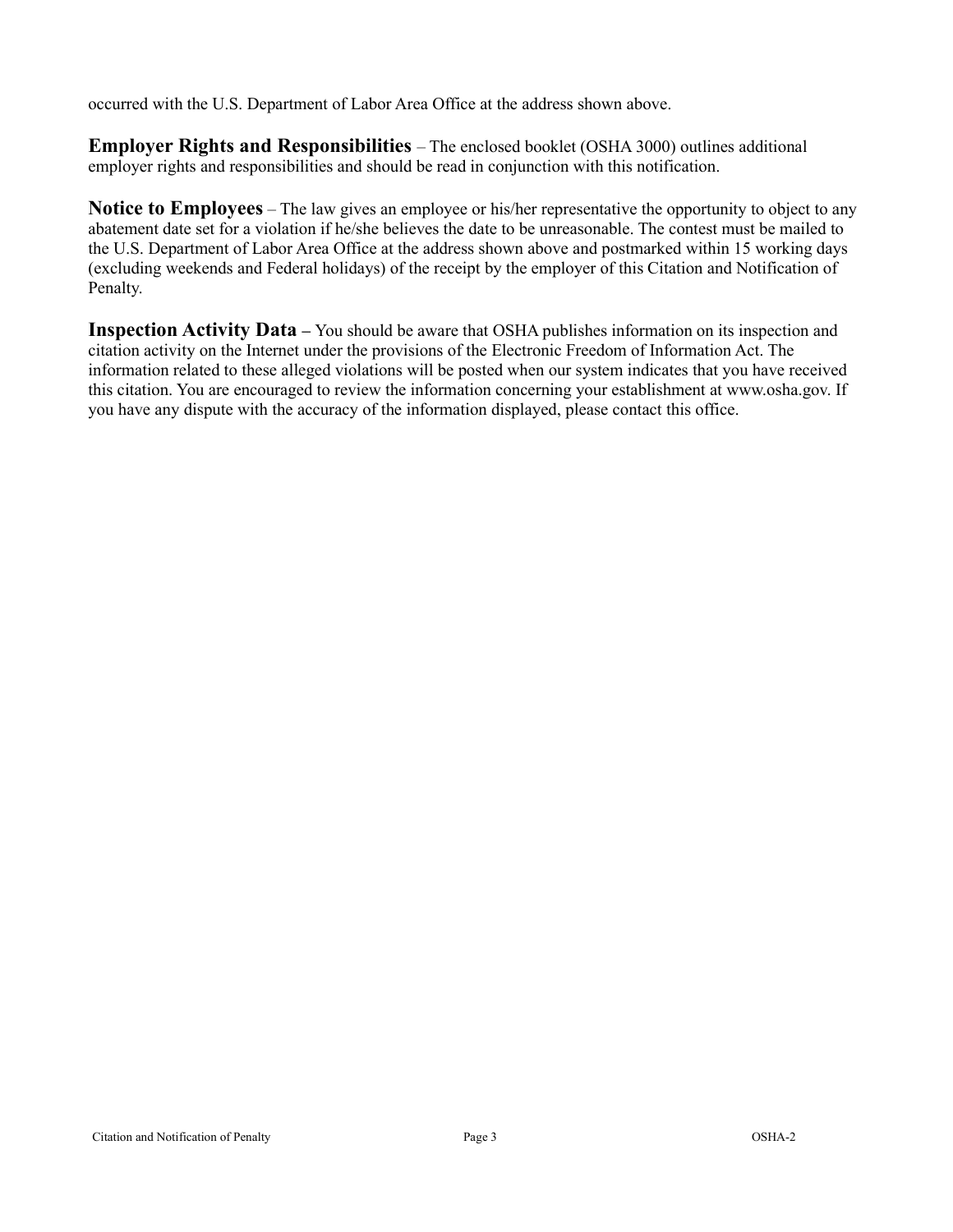occurred with the U.S. Department of Labor Area Office at the address shown above.

**Employer Rights and Responsibilities** – The enclosed booklet (OSHA 3000) outlines additional employer rights and responsibilities and should be read in conjunction with this notification.

**Notice to Employees** – The law gives an employee or his/her representative the opportunity to object to any abatement date set for a violation if he/she believes the date to be unreasonable. The contest must be mailed to the U.S. Department of Labor Area Office at the address shown above and postmarked within 15 working days (excluding weekends and Federal holidays) of the receipt by the employer of this Citation and Notification of Penalty.

**Inspection Activity Data** – You should be aware that OSHA publishes information on its inspection and citation activity on the Internet under the provisions of the Electronic Freedom of Information Act. The information related to these alleged violations will be posted when our system indicates that you have received this citation. You are encouraged to review the information concerning your establishment at www.osha.gov. If you have any dispute with the accuracy of the information displayed, please contact this office.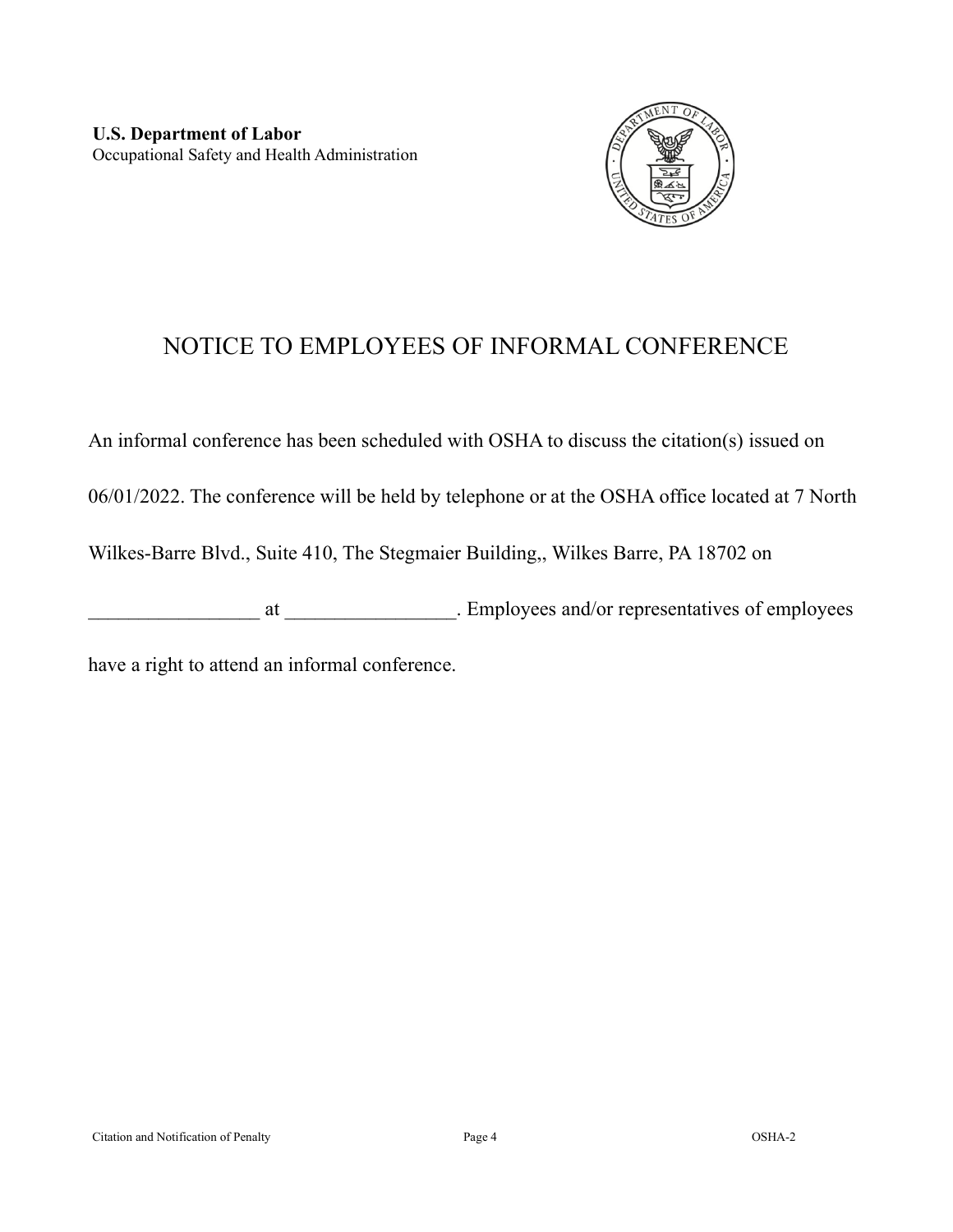**U.S. Department of Labor**
Occupational Safety and Health Administration

# NOTICE TO EMPLOYEES OF INFORMAL CONFERENCE

An informal conference has been scheduled with OSHA to discuss the citation(s) issued on 06/01/2022. The conference will be held by telephone or at the OSHA office located at 7 North Wilkes-Barre Blvd., Suite 410, The Stegmaier Building,, Wilkes Barre, PA 18702 on _________________ at _________________. Employees and/or representatives of employees have a right to attend an informal conference.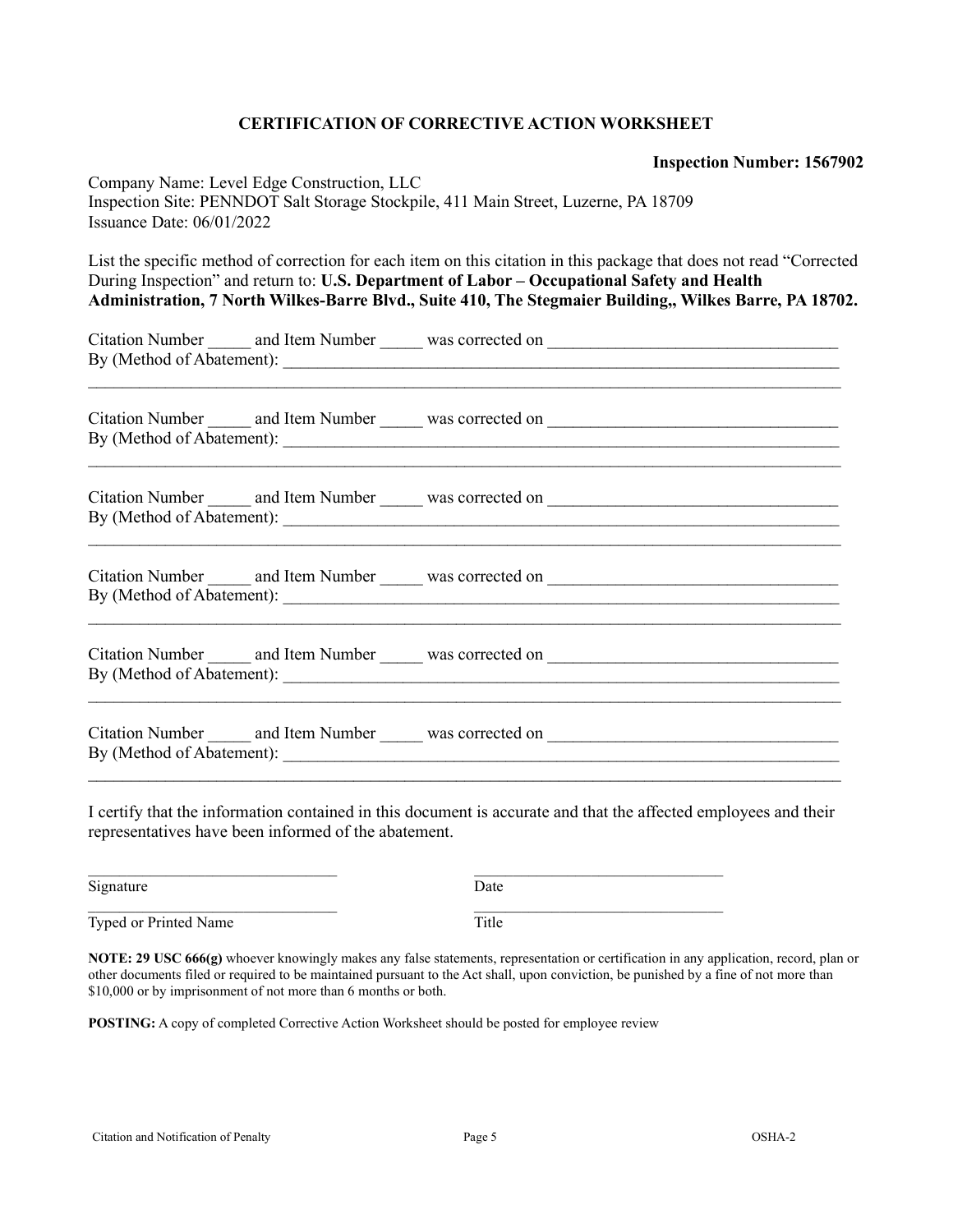## CERTIFICATION OF CORRECTIVE ACTION WORKSHEET

**Inspection Number: 1567902**

Company Name: Level Edge Construction, LLC
Inspection Site: PENNDOT Salt Storage Stockpile, 411 Main Street, Luzerne, PA 18709
Issuance Date: 06/01/2022

List the specific method of correction for each item on this citation in this package that does not read "Corrected During Inspection" and return to: **U.S. Department of Labor – Occupational Safety and Health Administration, 7 North Wilkes-Barre Blvd., Suite 410, The Stegmaier Building,, Wilkes Barre, PA 18702.**

Citation Number _____ and Item Number _____ was corrected on __________________________________
By (Method of Abatement): ____________________________________________________________________
______________________________________________________________________________________

Citation Number _____ and Item Number _____ was corrected on __________________________________
By (Method of Abatement): ____________________________________________________________________
______________________________________________________________________________________

Citation Number _____ and Item Number _____ was corrected on __________________________________
By (Method of Abatement): ____________________________________________________________________
______________________________________________________________________________________

Citation Number _____ and Item Number _____ was corrected on __________________________________
By (Method of Abatement): ____________________________________________________________________
______________________________________________________________________________________

Citation Number _____ and Item Number _____ was corrected on __________________________________
By (Method of Abatement): ____________________________________________________________________
______________________________________________________________________________________

Citation Number _____ and Item Number _____ was corrected on __________________________________
By (Method of Abatement): ____________________________________________________________________
______________________________________________________________________________________

I certify that the information contained in this document is accurate and that the affected employees and their representatives have been informed of the abatement.

_______________________________ _______________________________
Signature Date

_______________________________ _______________________________
Typed or Printed Name Title

**NOTE: 29 USC 666(g)** whoever knowingly makes any false statements, representation or certification in any application, record, plan or other documents filed or required to be maintained pursuant to the Act shall, upon conviction, be punished by a fine of not more than $10,000 or by imprisonment of not more than 6 months or both.

**POSTING:** A copy of completed Corrective Action Worksheet should be posted for employee review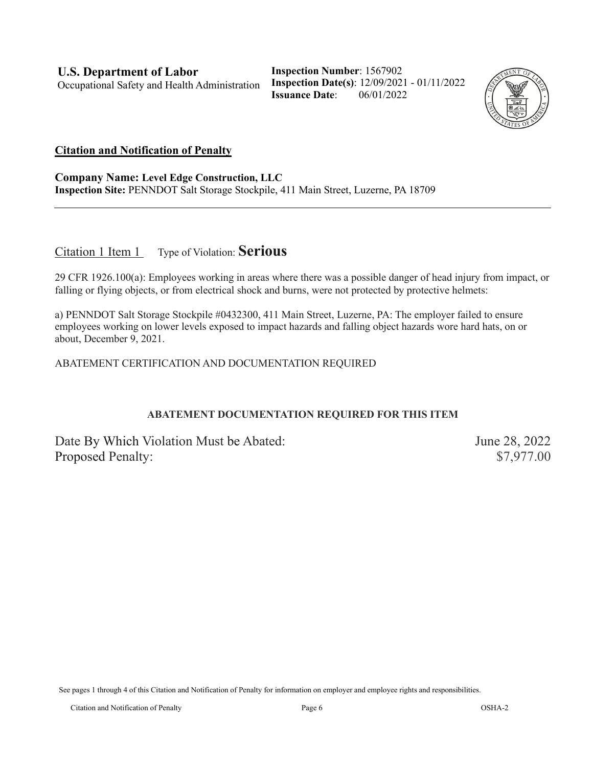**U.S. Department of Labor**
Occupational Safety and Health Administration

**Inspection Number**: 1567902
**Inspection Date(s)**: 12/09/2021 - 01/11/2022
**Issuance Date**: 06/01/2022

## Citation and Notification of Penalty

**Company Name: Level Edge Construction, LLC**
**Inspection Site:** PENNDOT Salt Storage Stockpile, 411 Main Street, Luzerne, PA 18709

---

Citation 1 Item 1 Type of Violation: **Serious**

29 CFR 1926.100(a): Employees working in areas where there was a possible danger of head injury from impact, or falling or flying objects, or from electrical shock and burns, were not protected by protective helmets:

a) PENNDOT Salt Storage Stockpile #0432300, 411 Main Street, Luzerne, PA: The employer failed to ensure employees working on lower levels exposed to impact hazards and falling object hazards wore hard hats, on or about, December 9, 2021.

ABATEMENT CERTIFICATION AND DOCUMENTATION REQUIRED

**ABATEMENT DOCUMENTATION REQUIRED FOR THIS ITEM**

| | |
|---|---|
| Date By Which Violation Must be Abated: | June 28, 2022 |
| Proposed Penalty: | $7,977.00 |

See pages 1 through 4 of this Citation and Notification of Penalty for information on employer and employee rights and responsibilities.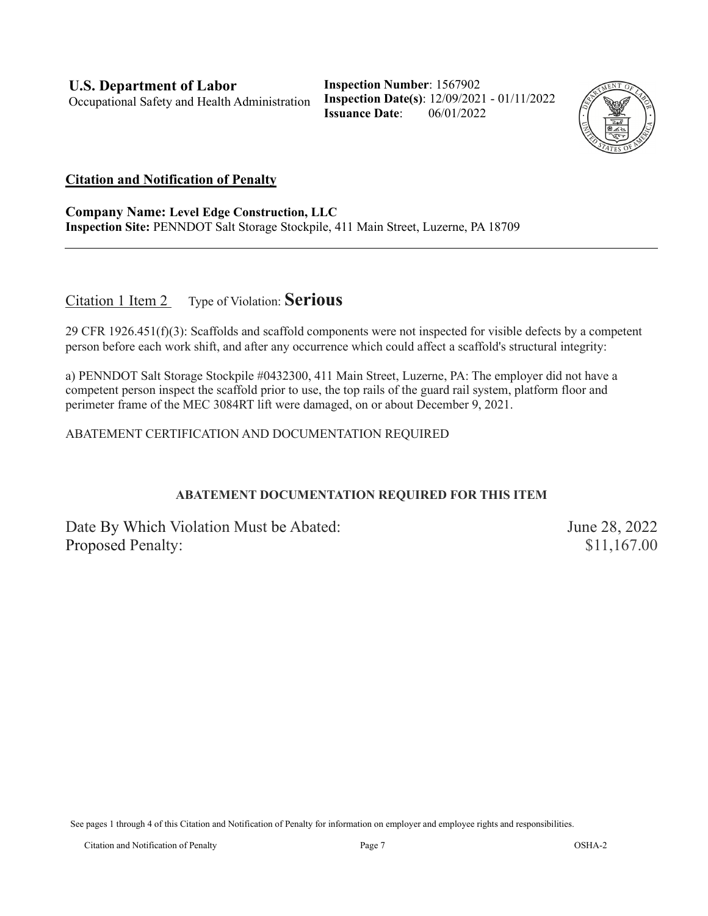**U.S. Department of Labor**
Occupational Safety and Health Administration

**Inspection Number**: 1567902
**Inspection Date(s)**: 12/09/2021 - 01/11/2022
**Issuance Date**: 06/01/2022

## Citation and Notification of Penalty

**Company Name: Level Edge Construction, LLC**
**Inspection Site:** PENNDOT Salt Storage Stockpile, 411 Main Street, Luzerne, PA 18709

---

Citation 1 Item 2 Type of Violation: **Serious**

29 CFR 1926.451(f)(3): Scaffolds and scaffold components were not inspected for visible defects by a competent person before each work shift, and after any occurrence which could affect a scaffold's structural integrity:

a) PENNDOT Salt Storage Stockpile #0432300, 411 Main Street, Luzerne, PA: The employer did not have a competent person inspect the scaffold prior to use, the top rails of the guard rail system, platform floor and perimeter frame of the MEC 3084RT lift were damaged, on or about December 9, 2021.

ABATEMENT CERTIFICATION AND DOCUMENTATION REQUIRED

**ABATEMENT DOCUMENTATION REQUIRED FOR THIS ITEM**

Date By Which Violation Must be Abated: June 28, 2022
Proposed Penalty: $11,167.00

See pages 1 through 4 of this Citation and Notification of Penalty for information on employer and employee rights and responsibilities.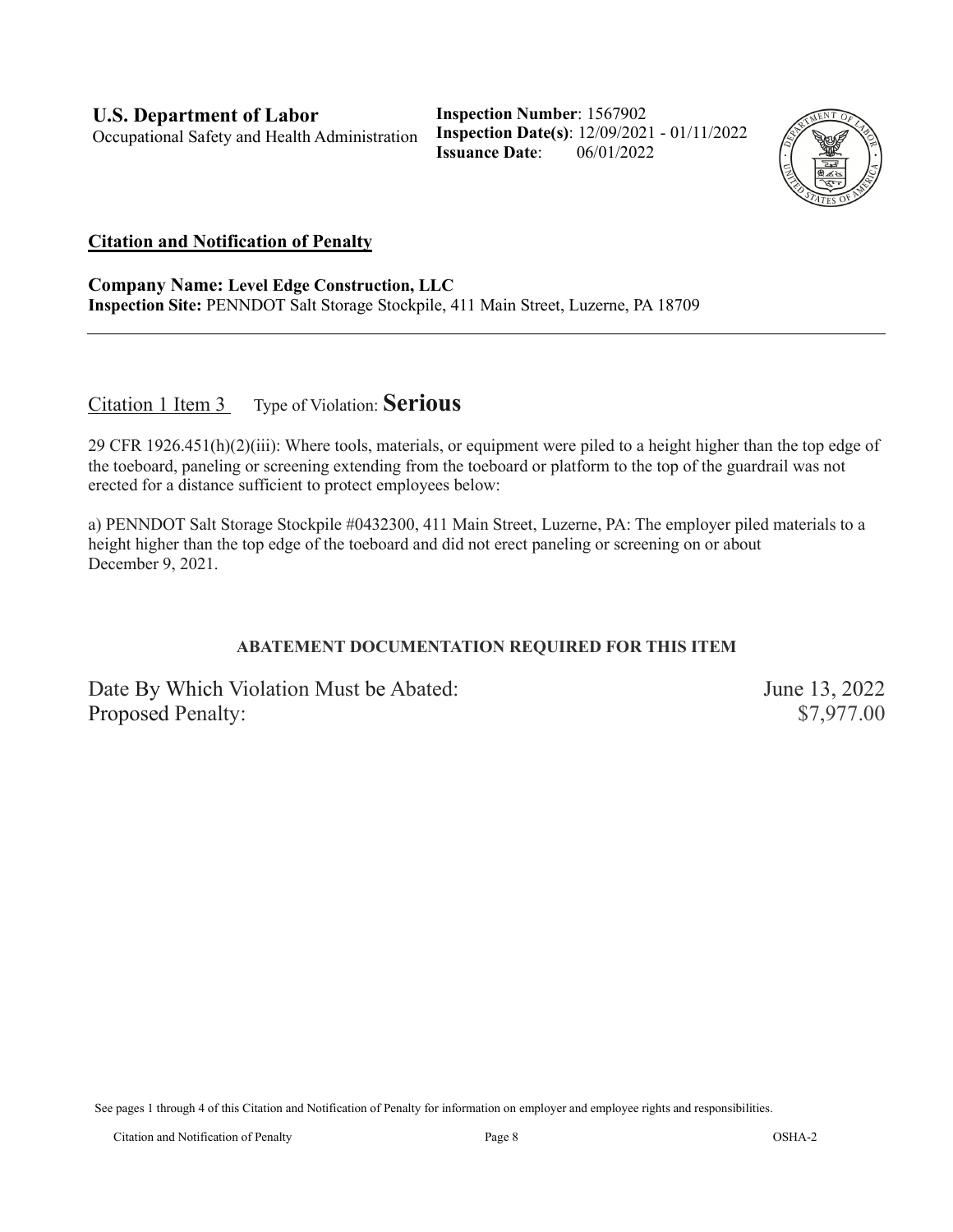**U.S. Department of Labor**
Occupational Safety and Health Administration

**Inspection Number**: 1567902
**Inspection Date(s)**: 12/09/2021 - 01/11/2022
**Issuance Date**: 06/01/2022

**Citation and Notification of Penalty**

**Company Name: Level Edge Construction, LLC**
**Inspection Site:** PENNDOT Salt Storage Stockpile, 411 Main Street, Luzerne, PA 18709

---

Citation 1 Item 3 Type of Violation: **Serious**

29 CFR 1926.451(h)(2)(iii): Where tools, materials, or equipment were piled to a height higher than the top edge of the toeboard, paneling or screening extending from the toeboard or platform to the top of the guardrail was not erected for a distance sufficient to protect employees below:

a) PENNDOT Salt Storage Stockpile #0432300, 411 Main Street, Luzerne, PA: The employer piled materials to a height higher than the top edge of the toeboard and did not erect paneling or screening on or about December 9, 2021.

**ABATEMENT DOCUMENTATION REQUIRED FOR THIS ITEM**

Date By Which Violation Must be Abated: June 13, 2022
Proposed Penalty: $7,977.00

See pages 1 through 4 of this Citation and Notification of Penalty for information on employer and employee rights and responsibilities.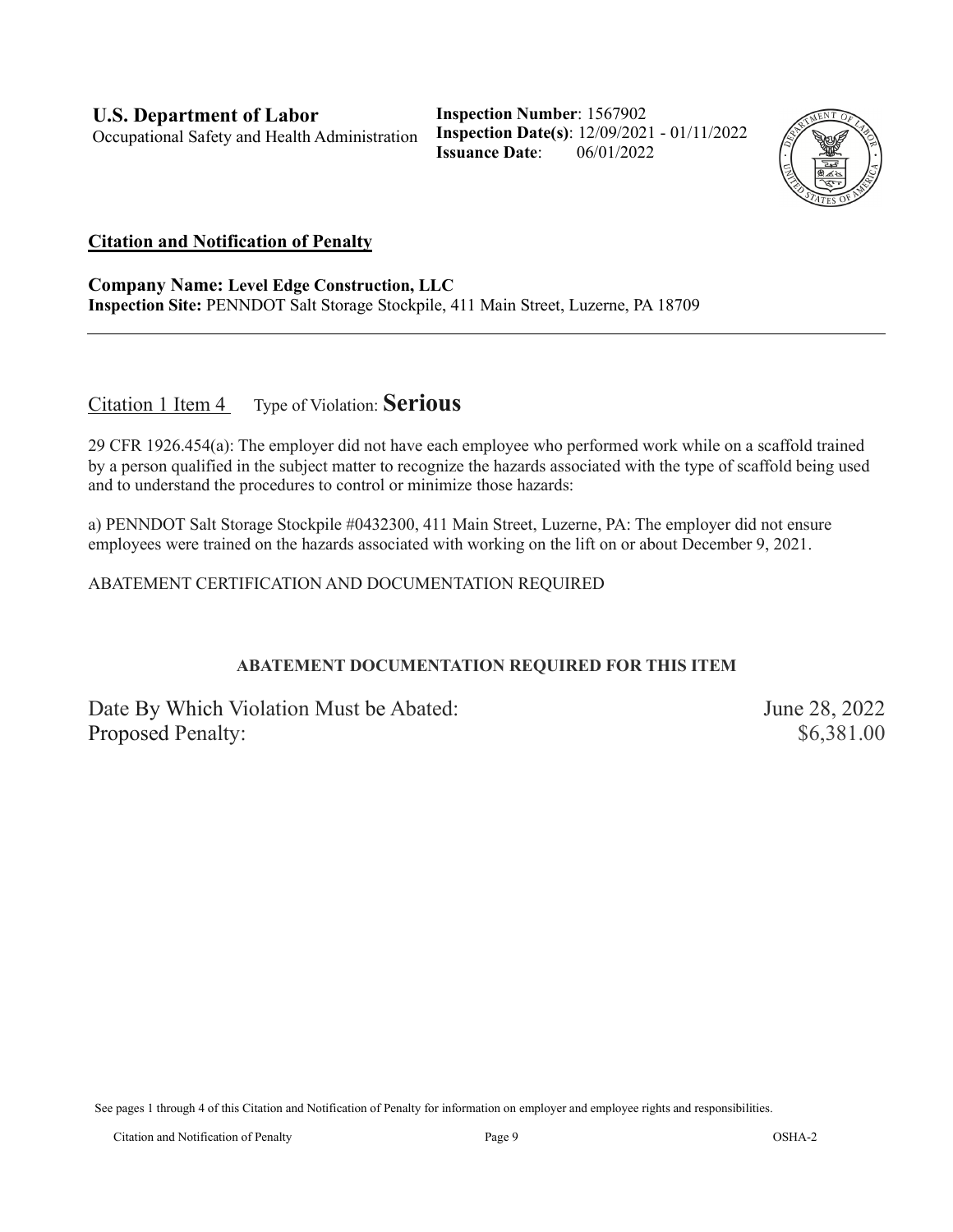**U.S. Department of Labor**
Occupational Safety and Health Administration

**Inspection Number**: 1567902
**Inspection Date(s)**: 12/09/2021 - 01/11/2022
**Issuance Date**: 06/01/2022

**Citation and Notification of Penalty**

**Company Name: Level Edge Construction, LLC**
**Inspection Site:** PENNDOT Salt Storage Stockpile, 411 Main Street, Luzerne, PA 18709

---

Citation 1 Item 4 Type of Violation: **Serious**

29 CFR 1926.454(a): The employer did not have each employee who performed work while on a scaffold trained by a person qualified in the subject matter to recognize the hazards associated with the type of scaffold being used and to understand the procedures to control or minimize those hazards:

a) PENNDOT Salt Storage Stockpile #0432300, 411 Main Street, Luzerne, PA: The employer did not ensure employees were trained on the hazards associated with working on the lift on or about December 9, 2021.

ABATEMENT CERTIFICATION AND DOCUMENTATION REQUIRED

**ABATEMENT DOCUMENTATION REQUIRED FOR THIS ITEM**

| | |
|---|---|
| Date By Which Violation Must be Abated: | June 28, 2022 |
| Proposed Penalty: | $6,381.00 |

See pages 1 through 4 of this Citation and Notification of Penalty for information on employer and employee rights and responsibilities.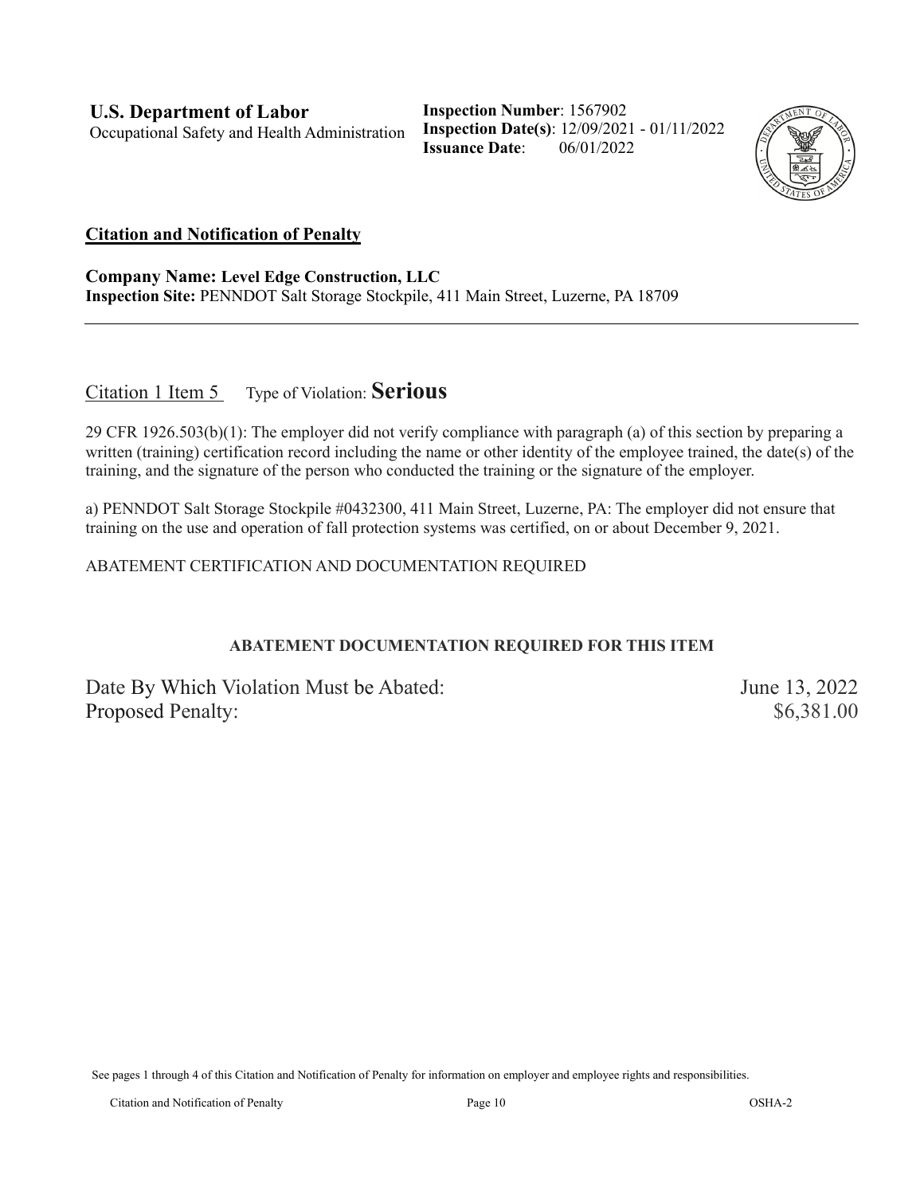**U.S. Department of Labor**
Occupational Safety and Health Administration

**Inspection Number**: 1567902
**Inspection Date(s)**: 12/09/2021 - 01/11/2022
**Issuance Date**: 06/01/2022

## Citation and Notification of Penalty

**Company Name: Level Edge Construction, LLC**
**Inspection Site:** PENNDOT Salt Storage Stockpile, 411 Main Street, Luzerne, PA 18709

---

Citation 1 Item 5 Type of Violation: **Serious**

29 CFR 1926.503(b)(1): The employer did not verify compliance with paragraph (a) of this section by preparing a written (training) certification record including the name or other identity of the employee trained, the date(s) of the training, and the signature of the person who conducted the training or the signature of the employer.

a) PENNDOT Salt Storage Stockpile #0432300, 411 Main Street, Luzerne, PA: The employer did not ensure that training on the use and operation of fall protection systems was certified, on or about December 9, 2021.

ABATEMENT CERTIFICATION AND DOCUMENTATION REQUIRED

**ABATEMENT DOCUMENTATION REQUIRED FOR THIS ITEM**

Date By Which Violation Must be Abated: June 13, 2022
Proposed Penalty: $6,381.00

See pages 1 through 4 of this Citation and Notification of Penalty for information on employer and employee rights and responsibilities.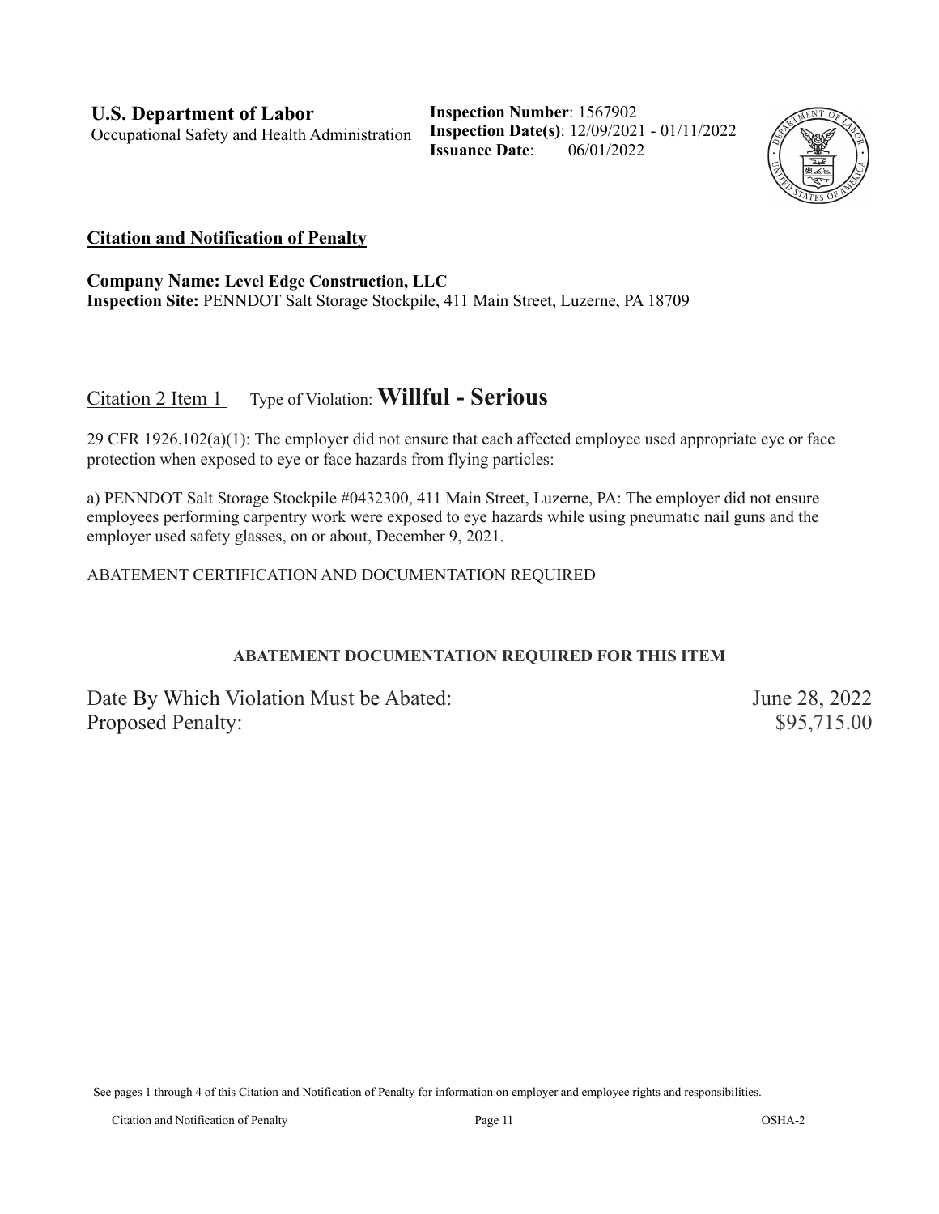**U.S. Department of Labor**
Occupational Safety and Health Administration

**Inspection Number**: 1567902
**Inspection Date(s)**: 12/09/2021 - 01/11/2022
**Issuance Date**: 06/01/2022

## Citation and Notification of Penalty

**Company Name: Level Edge Construction, LLC**
**Inspection Site:** PENNDOT Salt Storage Stockpile, 411 Main Street, Luzerne, PA 18709

---

### Citation 2 Item 1 Type of Violation: **Willful - Serious**

29 CFR 1926.102(a)(1): The employer did not ensure that each affected employee used appropriate eye or face protection when exposed to eye or face hazards from flying particles:

a) PENNDOT Salt Storage Stockpile #0432300, 411 Main Street, Luzerne, PA: The employer did not ensure employees performing carpentry work were exposed to eye hazards while using pneumatic nail guns and the employer used safety glasses, on or about, December 9, 2021.

ABATEMENT CERTIFICATION AND DOCUMENTATION REQUIRED

**ABATEMENT DOCUMENTATION REQUIRED FOR THIS ITEM**

Date By Which Violation Must be Abated: June 28, 2022
Proposed Penalty: $95,715.00

See pages 1 through 4 of this Citation and Notification of Penalty for information on employer and employee rights and responsibilities.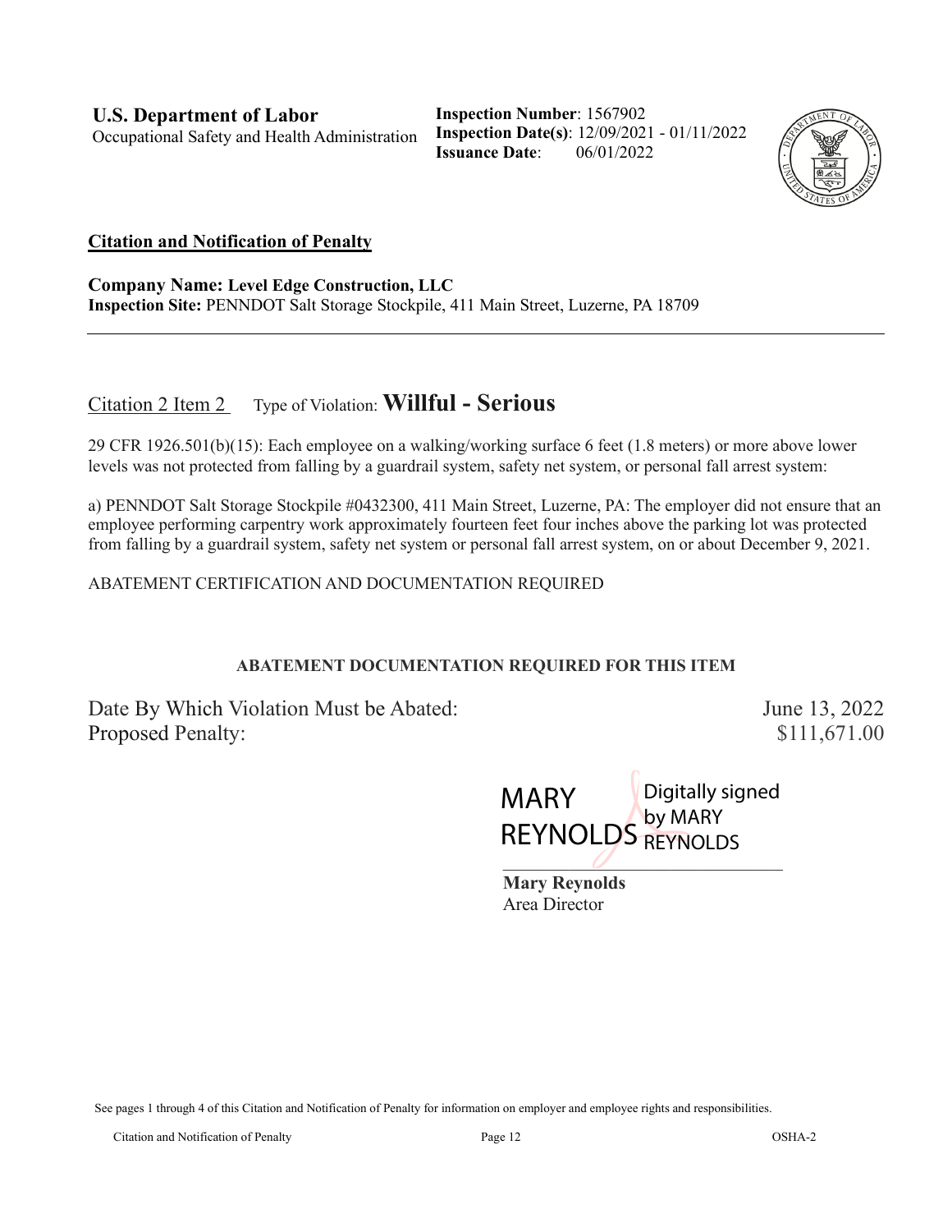**U.S. Department of Labor**
Occupational Safety and Health Administration

**Inspection Number**: 1567902
**Inspection Date(s)**: 12/09/2021 - 01/11/2022
**Issuance Date**: 06/01/2022

**Citation and Notification of Penalty**

**Company Name: Level Edge Construction, LLC**
**Inspection Site:** PENNDOT Salt Storage Stockpile, 411 Main Street, Luzerne, PA 18709

---

Citation 2 Item 2 Type of Violation: **Willful - Serious**

29 CFR 1926.501(b)(15): Each employee on a walking/working surface 6 feet (1.8 meters) or more above lower levels was not protected from falling by a guardrail system, safety net system, or personal fall arrest system:

a) PENNDOT Salt Storage Stockpile #0432300, 411 Main Street, Luzerne, PA: The employer did not ensure that an employee performing carpentry work approximately fourteen feet four inches above the parking lot was protected from falling by a guardrail system, safety net system or personal fall arrest system, on or about December 9, 2021.

ABATEMENT CERTIFICATION AND DOCUMENTATION REQUIRED

**ABATEMENT DOCUMENTATION REQUIRED FOR THIS ITEM**

Date By Which Violation Must be Abated: June 13, 2022
Proposed Penalty: $111,671.00

MARY REYNOLDS Digitally signed by MARY REYNOLDS

**Mary Reynolds**
Area Director

See pages 1 through 4 of this Citation and Notification of Penalty for information on employer and employee rights and responsibilities.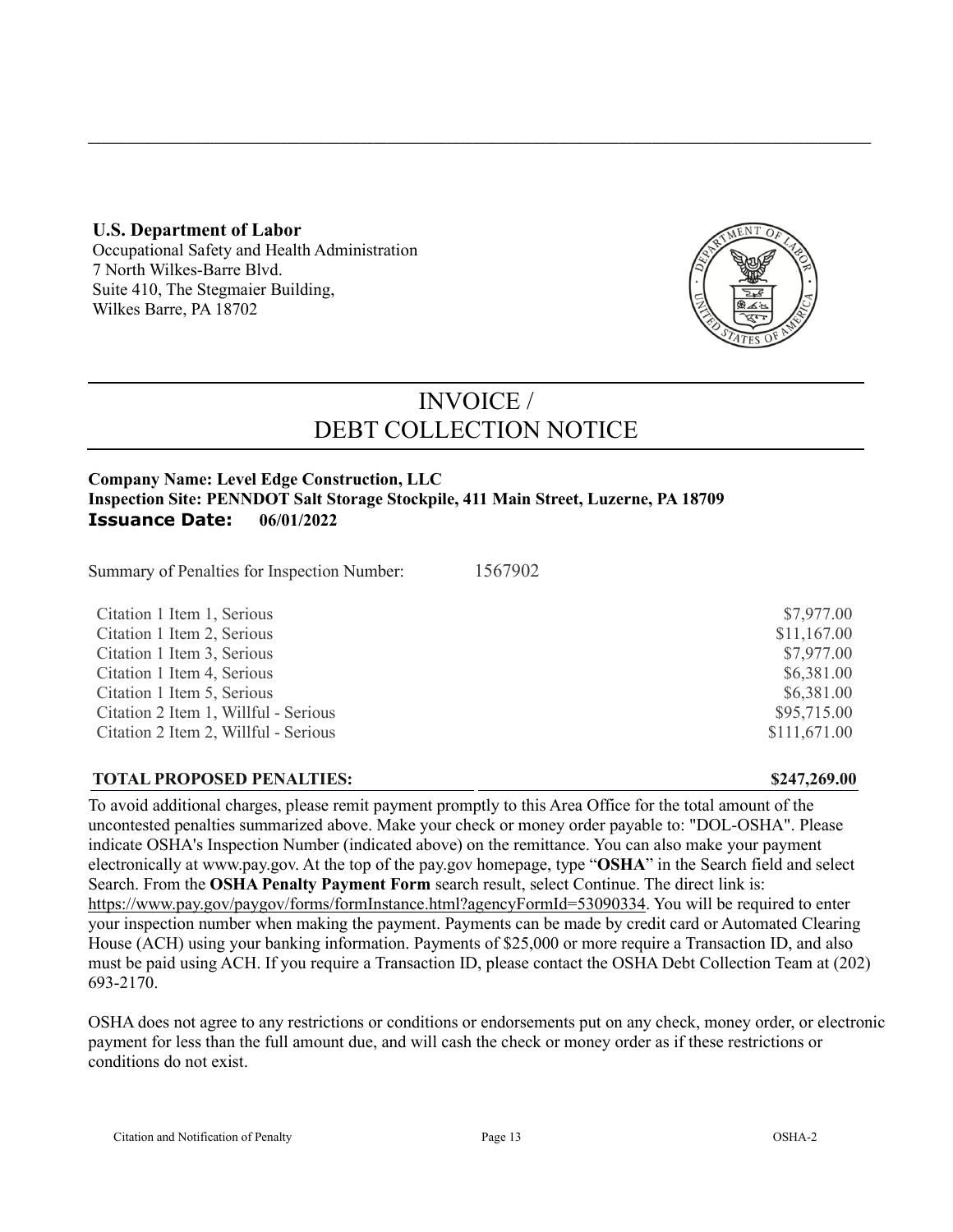**U.S. Department of Labor**
Occupational Safety and Health Administration
7 North Wilkes-Barre Blvd.
Suite 410, The Stegmaier Building,
Wilkes Barre, PA 18702

# INVOICE / DEBT COLLECTION NOTICE

**Company Name: Level Edge Construction, LLC**
**Inspection Site: PENNDOT Salt Storage Stockpile, 411 Main Street, Luzerne, PA 18709**
**Issuance Date: 06/01/2022**

Summary of Penalties for Inspection Number: 1567902

| Item | Penalty |
|---|---:|
| Citation 1 Item 1, Serious | $7,977.00 |
| Citation 1 Item 2, Serious | $11,167.00 |
| Citation 1 Item 3, Serious | $7,977.00 |
| Citation 1 Item 4, Serious | $6,381.00 |
| Citation 1 Item 5, Serious | $6,381.00 |
| Citation 2 Item 1, Willful - Serious | $95,715.00 |
| Citation 2 Item 2, Willful - Serious | $111,671.00 |
| **TOTAL PROPOSED PENALTIES:** | **$247,269.00** |

To avoid additional charges, please remit payment promptly to this Area Office for the total amount of the uncontested penalties summarized above. Make your check or money order payable to: "DOL-OSHA". Please indicate OSHA's Inspection Number (indicated above) on the remittance. You can also make your payment electronically at www.pay.gov. At the top of the pay.gov homepage, type "**OSHA**" in the Search field and select Search. From the **OSHA Penalty Payment Form** search result, select Continue. The direct link is: https://www.pay.gov/paygov/forms/formInstance.html?agencyFormId=53090334. You will be required to enter your inspection number when making the payment. Payments can be made by credit card or Automated Clearing House (ACH) using your banking information. Payments of $25,000 or more require a Transaction ID, and also must be paid using ACH. If you require a Transaction ID, please contact the OSHA Debt Collection Team at (202) 693-2170.

OSHA does not agree to any restrictions or conditions or endorsements put on any check, money order, or electronic payment for less than the full amount due, and will cash the check or money order as if these restrictions or conditions do not exist.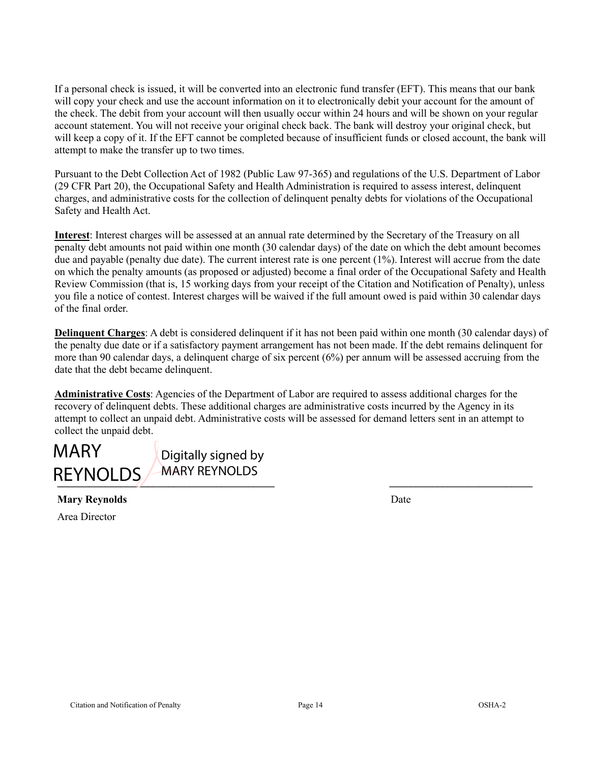If a personal check is issued, it will be converted into an electronic fund transfer (EFT). This means that our bank will copy your check and use the account information on it to electronically debit your account for the amount of the check. The debit from your account will then usually occur within 24 hours and will be shown on your regular account statement. You will not receive your original check back. The bank will destroy your original check, but will keep a copy of it. If the EFT cannot be completed because of insufficient funds or closed account, the bank will attempt to make the transfer up to two times.

Pursuant to the Debt Collection Act of 1982 (Public Law 97-365) and regulations of the U.S. Department of Labor (29 CFR Part 20), the Occupational Safety and Health Administration is required to assess interest, delinquent charges, and administrative costs for the collection of delinquent penalty debts for violations of the Occupational Safety and Health Act.

**Interest**: Interest charges will be assessed at an annual rate determined by the Secretary of the Treasury on all penalty debt amounts not paid within one month (30 calendar days) of the date on which the debt amount becomes due and payable (penalty due date). The current interest rate is one percent (1%). Interest will accrue from the date on which the penalty amounts (as proposed or adjusted) become a final order of the Occupational Safety and Health Review Commission (that is, 15 working days from your receipt of the Citation and Notification of Penalty), unless you file a notice of contest. Interest charges will be waived if the full amount owed is paid within 30 calendar days of the final order.

**Delinquent Charges**: A debt is considered delinquent if it has not been paid within one month (30 calendar days) of the penalty due date or if a satisfactory payment arrangement has not been made. If the debt remains delinquent for more than 90 calendar days, a delinquent charge of six percent (6%) per annum will be assessed accruing from the date that the debt became delinquent.

**Administrative Costs**: Agencies of the Department of Labor are required to assess additional charges for the recovery of delinquent debts. These additional charges are administrative costs incurred by the Agency in its attempt to collect an unpaid debt. Administrative costs will be assessed for demand letters sent in an attempt to collect the unpaid debt.

MARY REYNOLDS
Digitally signed by MARY REYNOLDS

\_\_\_\_\_\_\_\_\_\_\_\_\_\_\_\_\_\_\_\_\_\_\_\_\_\_\_\_\_\_\_\_ \_\_\_\_\_\_\_\_\_\_\_\_\_\_\_\_\_\_\_\_\_\_\_\_

**Mary Reynolds** Date

Area Director